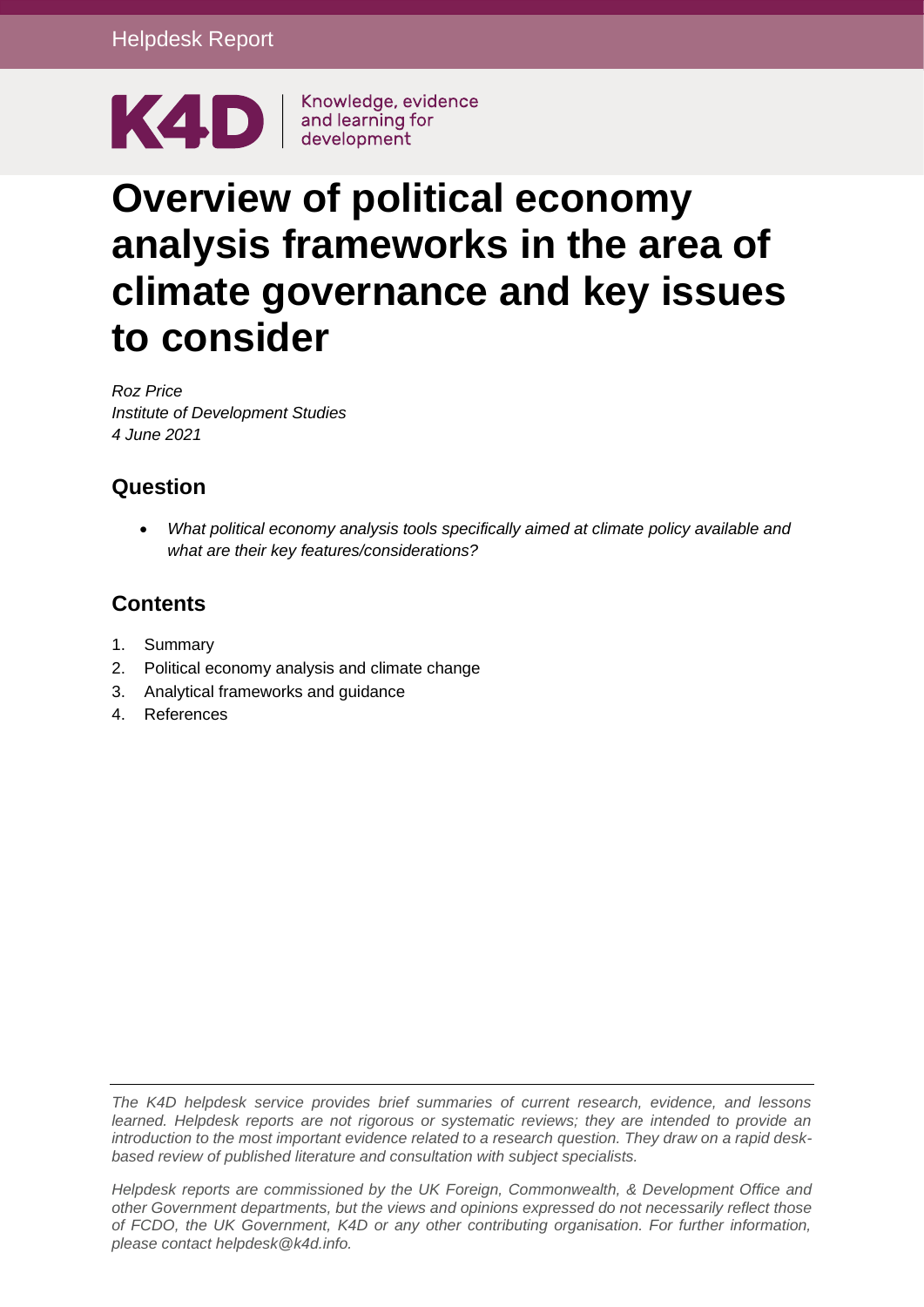Helpdesk Report

K4D Knowledge, evidence and learning for development

# Overview of political economy analysis frameworks in the area of climate governance and key issues to consider

*Roz Price*
*Institute of Development Studies*
*4 June 2021*

## Question

- *What political economy analysis tools specifically aimed at climate policy available and what are their key features/considerations?*

## Contents

1. Summary
2. Political economy analysis and climate change
3. Analytical frameworks and guidance
4. References

*The K4D helpdesk service provides brief summaries of current research, evidence, and lessons learned. Helpdesk reports are not rigorous or systematic reviews; they are intended to provide an introduction to the most important evidence related to a research question. They draw on a rapid desk-based review of published literature and consultation with subject specialists.*

*Helpdesk reports are commissioned by the UK Foreign, Commonwealth, & Development Office and other Government departments, but the views and opinions expressed do not necessarily reflect those of FCDO, the UK Government, K4D or any other contributing organisation. For further information, please contact helpdesk@k4d.info.*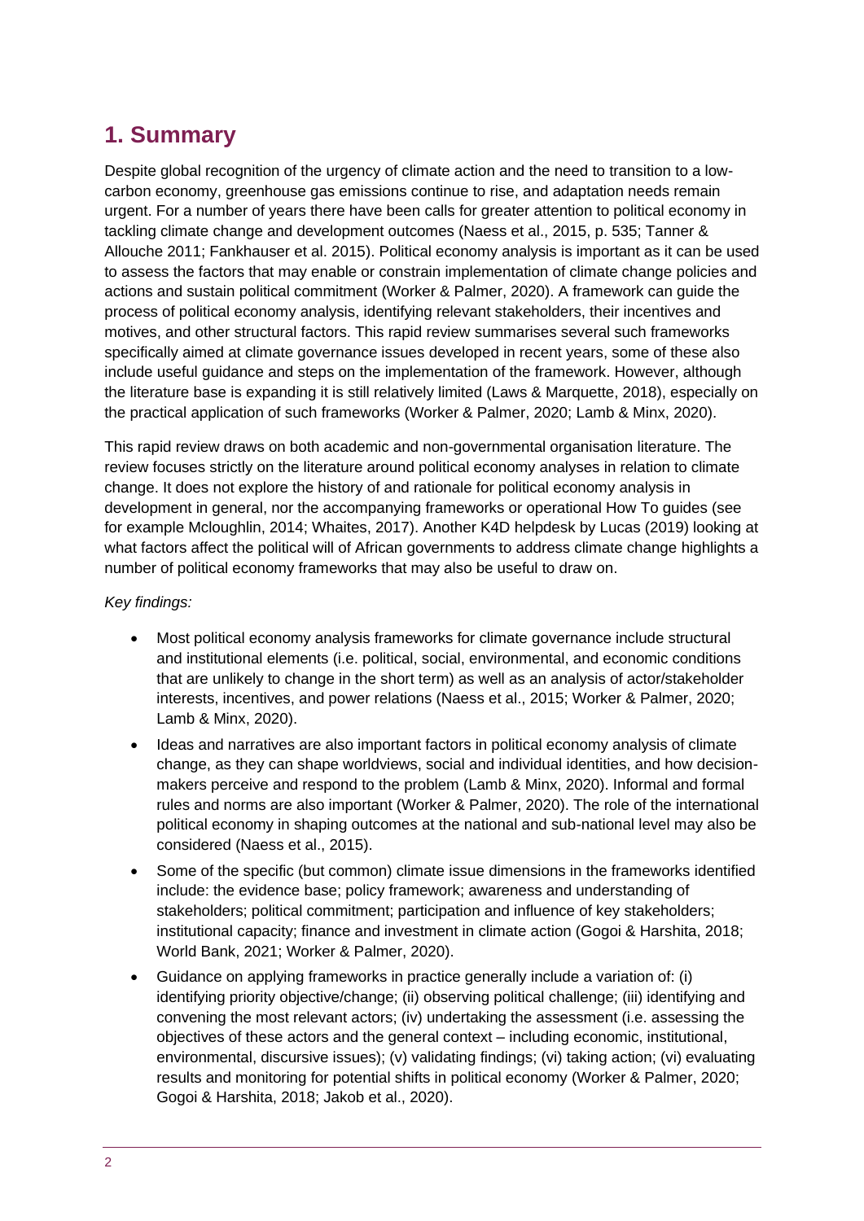## 1. Summary

Despite global recognition of the urgency of climate action and the need to transition to a low-carbon economy, greenhouse gas emissions continue to rise, and adaptation needs remain urgent. For a number of years there have been calls for greater attention to political economy in tackling climate change and development outcomes (Naess et al., 2015, p. 535; Tanner & Allouche 2011; Fankhauser et al. 2015). Political economy analysis is important as it can be used to assess the factors that may enable or constrain implementation of climate change policies and actions and sustain political commitment (Worker & Palmer, 2020). A framework can guide the process of political economy analysis, identifying relevant stakeholders, their incentives and motives, and other structural factors. This rapid review summarises several such frameworks specifically aimed at climate governance issues developed in recent years, some of these also include useful guidance and steps on the implementation of the framework. However, although the literature base is expanding it is still relatively limited (Laws & Marquette, 2018), especially on the practical application of such frameworks (Worker & Palmer, 2020; Lamb & Minx, 2020).

This rapid review draws on both academic and non-governmental organisation literature. The review focuses strictly on the literature around political economy analyses in relation to climate change. It does not explore the history of and rationale for political economy analysis in development in general, nor the accompanying frameworks or operational How To guides (see for example Mcloughlin, 2014; Whaites, 2017). Another K4D helpdesk by Lucas (2019) looking at what factors affect the political will of African governments to address climate change highlights a number of political economy frameworks that may also be useful to draw on.

*Key findings:*

- Most political economy analysis frameworks for climate governance include structural and institutional elements (i.e. political, social, environmental, and economic conditions that are unlikely to change in the short term) as well as an analysis of actor/stakeholder interests, incentives, and power relations (Naess et al., 2015; Worker & Palmer, 2020; Lamb & Minx, 2020).
- Ideas and narratives are also important factors in political economy analysis of climate change, as they can shape worldviews, social and individual identities, and how decision-makers perceive and respond to the problem (Lamb & Minx, 2020). Informal and formal rules and norms are also important (Worker & Palmer, 2020). The role of the international political economy in shaping outcomes at the national and sub-national level may also be considered (Naess et al., 2015).
- Some of the specific (but common) climate issue dimensions in the frameworks identified include: the evidence base; policy framework; awareness and understanding of stakeholders; political commitment; participation and influence of key stakeholders; institutional capacity; finance and investment in climate action (Gogoi & Harshita, 2018; World Bank, 2021; Worker & Palmer, 2020).
- Guidance on applying frameworks in practice generally include a variation of: (i) identifying priority objective/change; (ii) observing political challenge; (iii) identifying and convening the most relevant actors; (iv) undertaking the assessment (i.e. assessing the objectives of these actors and the general context – including economic, institutional, environmental, discursive issues); (v) validating findings; (vi) taking action; (vi) evaluating results and monitoring for potential shifts in political economy (Worker & Palmer, 2020; Gogoi & Harshita, 2018; Jakob et al., 2020).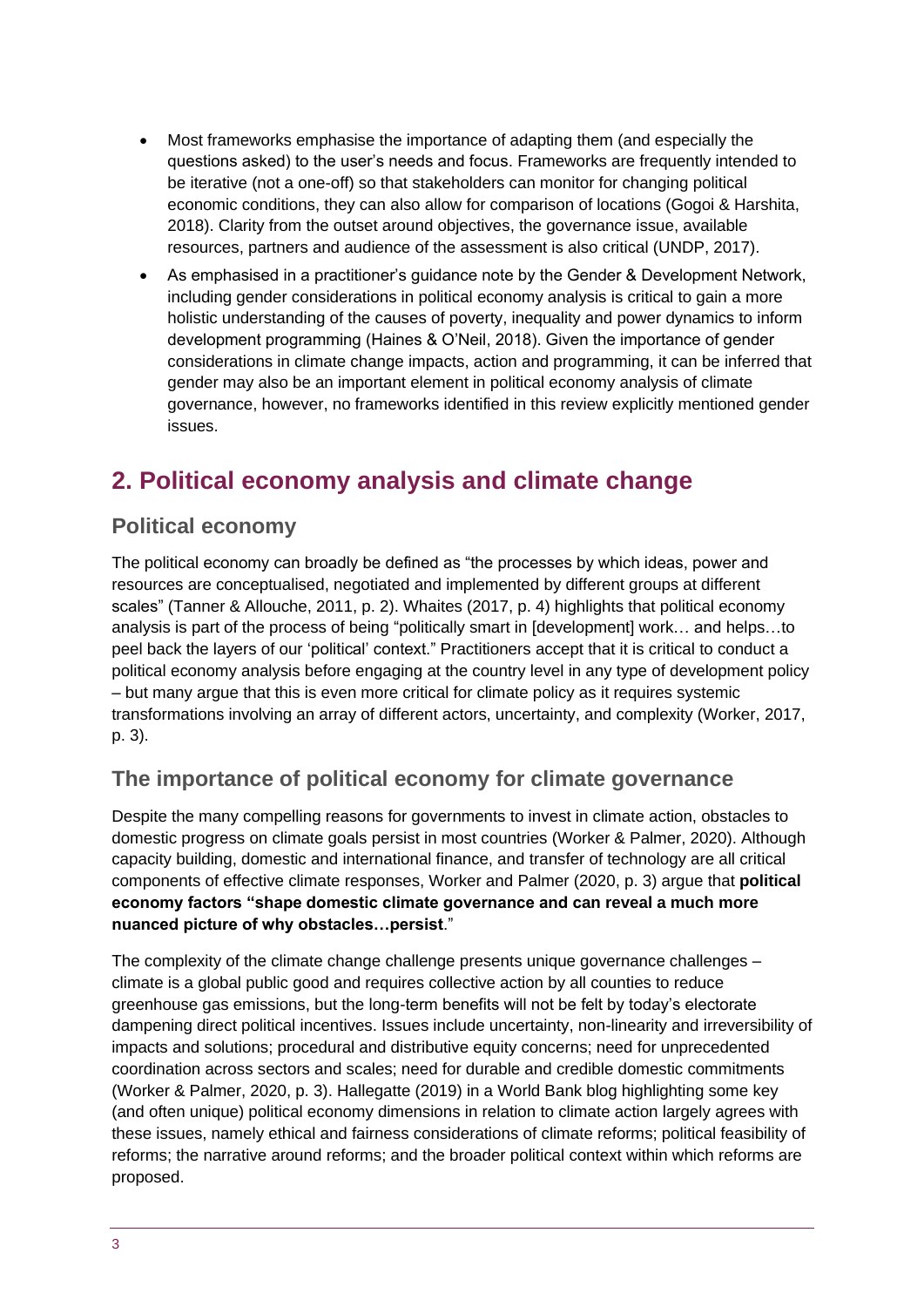- Most frameworks emphasise the importance of adapting them (and especially the questions asked) to the user's needs and focus. Frameworks are frequently intended to be iterative (not a one-off) so that stakeholders can monitor for changing political economic conditions, they can also allow for comparison of locations (Gogoi & Harshita, 2018). Clarity from the outset around objectives, the governance issue, available resources, partners and audience of the assessment is also critical (UNDP, 2017).
- As emphasised in a practitioner's guidance note by the Gender & Development Network, including gender considerations in political economy analysis is critical to gain a more holistic understanding of the causes of poverty, inequality and power dynamics to inform development programming (Haines & O'Neil, 2018). Given the importance of gender considerations in climate change impacts, action and programming, it can be inferred that gender may also be an important element in political economy analysis of climate governance, however, no frameworks identified in this review explicitly mentioned gender issues.

## 2. Political economy analysis and climate change

### Political economy

The political economy can broadly be defined as "the processes by which ideas, power and resources are conceptualised, negotiated and implemented by different groups at different scales" (Tanner & Allouche, 2011, p. 2). Whaites (2017, p. 4) highlights that political economy analysis is part of the process of being "politically smart in [development] work… and helps…to peel back the layers of our 'political' context." Practitioners accept that it is critical to conduct a political economy analysis before engaging at the country level in any type of development policy – but many argue that this is even more critical for climate policy as it requires systemic transformations involving an array of different actors, uncertainty, and complexity (Worker, 2017, p. 3).

### The importance of political economy for climate governance

Despite the many compelling reasons for governments to invest in climate action, obstacles to domestic progress on climate goals persist in most countries (Worker & Palmer, 2020). Although capacity building, domestic and international finance, and transfer of technology are all critical components of effective climate responses, Worker and Palmer (2020, p. 3) argue that **political economy factors "shape domestic climate governance and can reveal a much more nuanced picture of why obstacles…persist**."

The complexity of the climate change challenge presents unique governance challenges – climate is a global public good and requires collective action by all counties to reduce greenhouse gas emissions, but the long-term benefits will not be felt by today's electorate dampening direct political incentives. Issues include uncertainty, non-linearity and irreversibility of impacts and solutions; procedural and distributive equity concerns; need for unprecedented coordination across sectors and scales; need for durable and credible domestic commitments (Worker & Palmer, 2020, p. 3). Hallegatte (2019) in a World Bank blog highlighting some key (and often unique) political economy dimensions in relation to climate action largely agrees with these issues, namely ethical and fairness considerations of climate reforms; political feasibility of reforms; the narrative around reforms; and the broader political context within which reforms are proposed.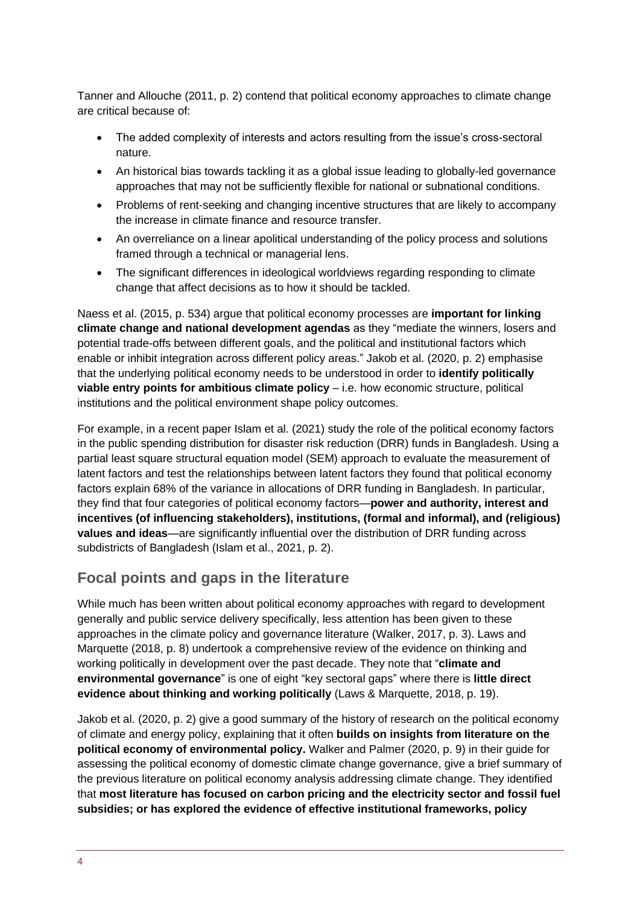Tanner and Allouche (2011, p. 2) contend that political economy approaches to climate change are critical because of:

- The added complexity of interests and actors resulting from the issue's cross-sectoral nature.
- An historical bias towards tackling it as a global issue leading to globally-led governance approaches that may not be sufficiently flexible for national or subnational conditions.
- Problems of rent-seeking and changing incentive structures that are likely to accompany the increase in climate finance and resource transfer.
- An overreliance on a linear apolitical understanding of the policy process and solutions framed through a technical or managerial lens.
- The significant differences in ideological worldviews regarding responding to climate change that affect decisions as to how it should be tackled.

Naess et al. (2015, p. 534) argue that political economy processes are **important for linking climate change and national development agendas** as they "mediate the winners, losers and potential trade-offs between different goals, and the political and institutional factors which enable or inhibit integration across different policy areas." Jakob et al. (2020, p. 2) emphasise that the underlying political economy needs to be understood in order to **identify politically viable entry points for ambitious climate policy** – i.e. how economic structure, political institutions and the political environment shape policy outcomes.

For example, in a recent paper Islam et al. (2021) study the role of the political economy factors in the public spending distribution for disaster risk reduction (DRR) funds in Bangladesh. Using a partial least square structural equation model (SEM) approach to evaluate the measurement of latent factors and test the relationships between latent factors they found that political economy factors explain 68% of the variance in allocations of DRR funding in Bangladesh. In particular, they find that four categories of political economy factors—**power and authority, interest and incentives (of influencing stakeholders), institutions, (formal and informal), and (religious) values and ideas**—are significantly influential over the distribution of DRR funding across subdistricts of Bangladesh (Islam et al., 2021, p. 2).

## Focal points and gaps in the literature

While much has been written about political economy approaches with regard to development generally and public service delivery specifically, less attention has been given to these approaches in the climate policy and governance literature (Walker, 2017, p. 3). Laws and Marquette (2018, p. 8) undertook a comprehensive review of the evidence on thinking and working politically in development over the past decade. They note that "**climate and environmental governance**" is one of eight "key sectoral gaps" where there is **little direct evidence about thinking and working politically** (Laws & Marquette, 2018, p. 19).

Jakob et al. (2020, p. 2) give a good summary of the history of research on the political economy of climate and energy policy, explaining that it often **builds on insights from literature on the political economy of environmental policy.** Walker and Palmer (2020, p. 9) in their guide for assessing the political economy of domestic climate change governance, give a brief summary of the previous literature on political economy analysis addressing climate change. They identified that **most literature has focused on carbon pricing and the electricity sector and fossil fuel subsidies; or has explored the evidence of effective institutional frameworks, policy**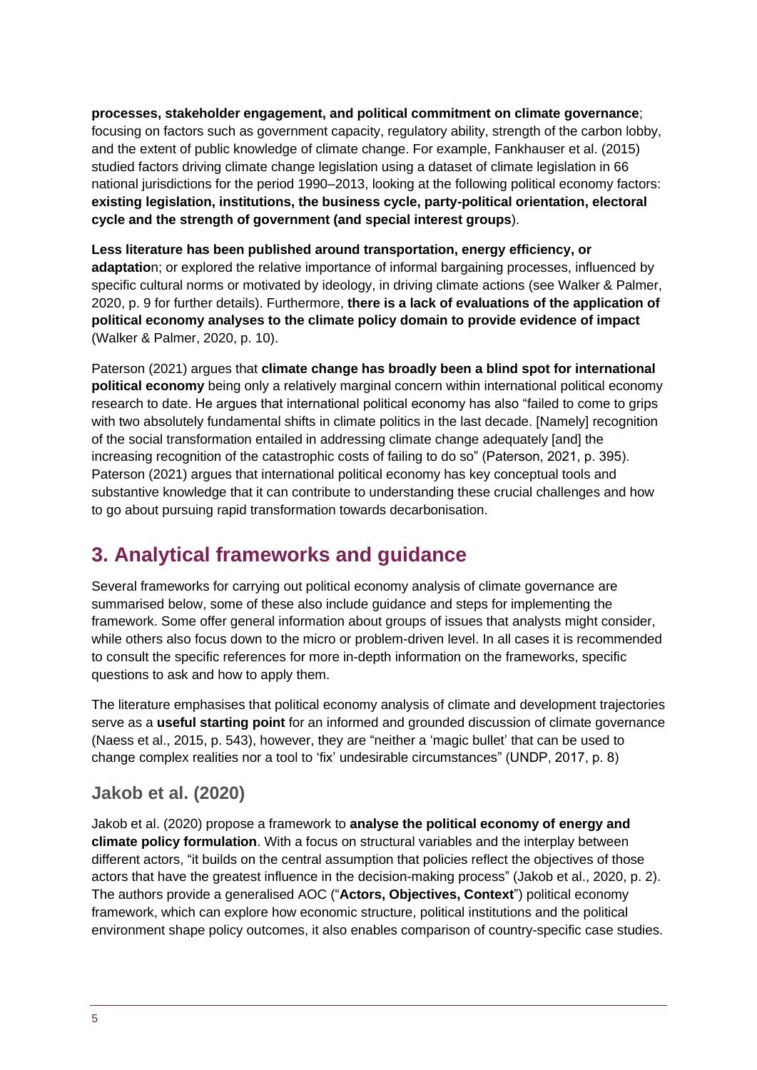**processes, stakeholder engagement, and political commitment on climate governance**; focusing on factors such as government capacity, regulatory ability, strength of the carbon lobby, and the extent of public knowledge of climate change. For example, Fankhauser et al. (2015) studied factors driving climate change legislation using a dataset of climate legislation in 66 national jurisdictions for the period 1990–2013, looking at the following political economy factors: **existing legislation, institutions, the business cycle, party-political orientation, electoral cycle and the strength of government (and special interest groups**).

**Less literature has been published around transportation, energy efficiency, or adaptatio**n; or explored the relative importance of informal bargaining processes, influenced by specific cultural norms or motivated by ideology, in driving climate actions (see Walker & Palmer, 2020, p. 9 for further details). Furthermore, **there is a lack of evaluations of the application of political economy analyses to the climate policy domain to provide evidence of impact** (Walker & Palmer, 2020, p. 10).

Paterson (2021) argues that **climate change has broadly been a blind spot for international political economy** being only a relatively marginal concern within international political economy research to date. He argues that international political economy has also "failed to come to grips with two absolutely fundamental shifts in climate politics in the last decade. [Namely] recognition of the social transformation entailed in addressing climate change adequately [and] the increasing recognition of the catastrophic costs of failing to do so" (Paterson, 2021, p. 395). Paterson (2021) argues that international political economy has key conceptual tools and substantive knowledge that it can contribute to understanding these crucial challenges and how to go about pursuing rapid transformation towards decarbonisation.

## 3. Analytical frameworks and guidance

Several frameworks for carrying out political economy analysis of climate governance are summarised below, some of these also include guidance and steps for implementing the framework. Some offer general information about groups of issues that analysts might consider, while others also focus down to the micro or problem-driven level. In all cases it is recommended to consult the specific references for more in-depth information on the frameworks, specific questions to ask and how to apply them.

The literature emphasises that political economy analysis of climate and development trajectories serve as a **useful starting point** for an informed and grounded discussion of climate governance (Naess et al., 2015, p. 543), however, they are "neither a 'magic bullet' that can be used to change complex realities nor a tool to 'fix' undesirable circumstances" (UNDP, 2017, p. 8)

### Jakob et al. (2020)

Jakob et al. (2020) propose a framework to **analyse the political economy of energy and climate policy formulation**. With a focus on structural variables and the interplay between different actors, "it builds on the central assumption that policies reflect the objectives of those actors that have the greatest influence in the decision-making process" (Jakob et al., 2020, p. 2). The authors provide a generalised AOC ("**Actors, Objectives, Context**") political economy framework, which can explore how economic structure, political institutions and the political environment shape policy outcomes, it also enables comparison of country-specific case studies.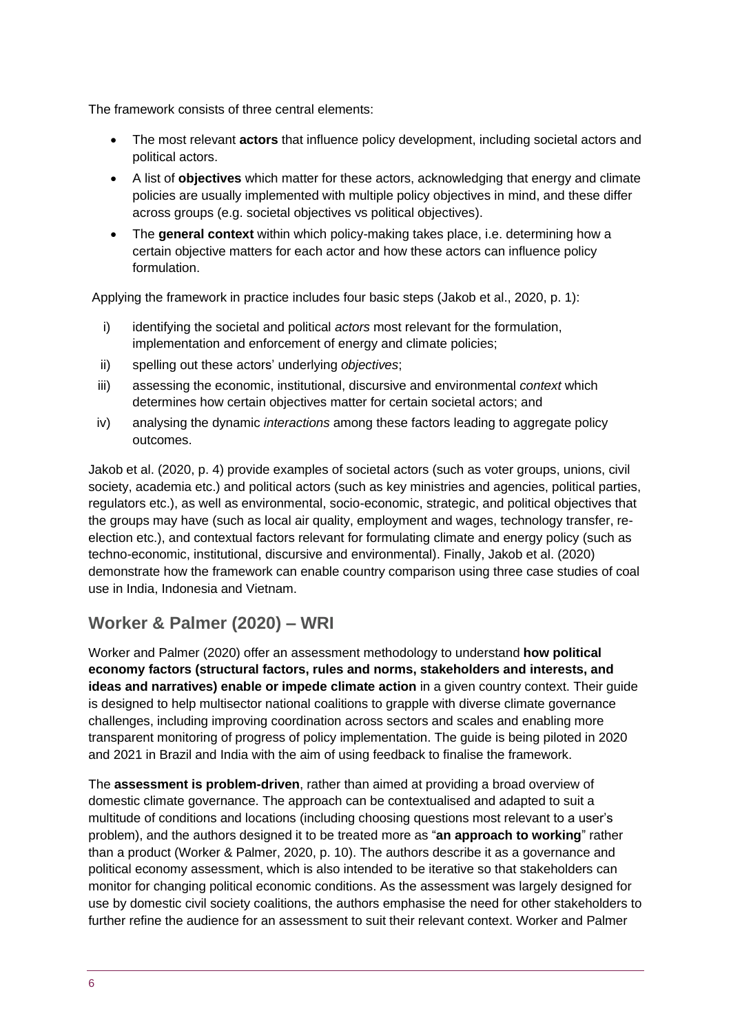The framework consists of three central elements:

- The most relevant **actors** that influence policy development, including societal actors and political actors.
- A list of **objectives** which matter for these actors, acknowledging that energy and climate policies are usually implemented with multiple policy objectives in mind, and these differ across groups (e.g. societal objectives vs political objectives).
- The **general context** within which policy-making takes place, i.e. determining how a certain objective matters for each actor and how these actors can influence policy formulation.

Applying the framework in practice includes four basic steps (Jakob et al., 2020, p. 1):

i) identifying the societal and political *actors* most relevant for the formulation, implementation and enforcement of energy and climate policies;
ii) spelling out these actors' underlying *objectives*;
iii) assessing the economic, institutional, discursive and environmental *context* which determines how certain objectives matter for certain societal actors; and
iv) analysing the dynamic *interactions* among these factors leading to aggregate policy outcomes.

Jakob et al. (2020, p. 4) provide examples of societal actors (such as voter groups, unions, civil society, academia etc.) and political actors (such as key ministries and agencies, political parties, regulators etc.), as well as environmental, socio-economic, strategic, and political objectives that the groups may have (such as local air quality, employment and wages, technology transfer, re-election etc.), and contextual factors relevant for formulating climate and energy policy (such as techno-economic, institutional, discursive and environmental). Finally, Jakob et al. (2020) demonstrate how the framework can enable country comparison using three case studies of coal use in India, Indonesia and Vietnam.

## Worker & Palmer (2020) – WRI

Worker and Palmer (2020) offer an assessment methodology to understand **how political economy factors (structural factors, rules and norms, stakeholders and interests, and ideas and narratives) enable or impede climate action** in a given country context. Their guide is designed to help multisector national coalitions to grapple with diverse climate governance challenges, including improving coordination across sectors and scales and enabling more transparent monitoring of progress of policy implementation. The guide is being piloted in 2020 and 2021 in Brazil and India with the aim of using feedback to finalise the framework.

The **assessment is problem-driven**, rather than aimed at providing a broad overview of domestic climate governance. The approach can be contextualised and adapted to suit a multitude of conditions and locations (including choosing questions most relevant to a user's problem), and the authors designed it to be treated more as "**an approach to working**" rather than a product (Worker & Palmer, 2020, p. 10). The authors describe it as a governance and political economy assessment, which is also intended to be iterative so that stakeholders can monitor for changing political economic conditions. As the assessment was largely designed for use by domestic civil society coalitions, the authors emphasise the need for other stakeholders to further refine the audience for an assessment to suit their relevant context. Worker and Palmer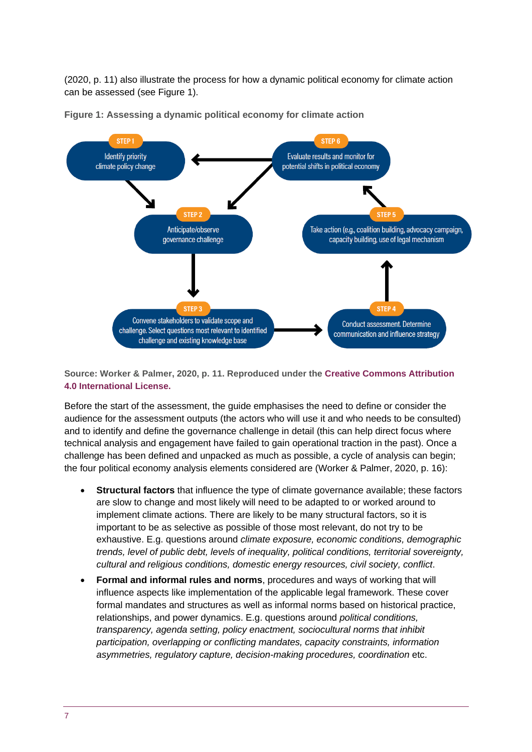(2020, p. 11) also illustrate the process for how a dynamic political economy for climate action can be assessed (see Figure 1).

**Figure 1: Assessing a dynamic political economy for climate action**

STEP 1
Identify priority climate policy change

STEP 2
Anticipate/observe governance challenge

STEP 3
Convene stakeholders to validate scope and challenge. Select questions most relevant to identified challenge and existing knowledge base

STEP 4
Conduct assessment. Determine communication and influence strategy

STEP 5
Take action (e.g., coalition building, advocacy campaign, capacity building, use of legal mechanism

STEP 6
Evaluate results and monitor for potential shifts in political economy

**Source: Worker & Palmer, 2020, p. 11. Reproduced under the Creative Commons Attribution 4.0 International License.**

Before the start of the assessment, the guide emphasises the need to define or consider the audience for the assessment outputs (the actors who will use it and who needs to be consulted) and to identify and define the governance challenge in detail (this can help direct focus where technical analysis and engagement have failed to gain operational traction in the past). Once a challenge has been defined and unpacked as much as possible, a cycle of analysis can begin; the four political economy analysis elements considered are (Worker & Palmer, 2020, p. 16):

- **Structural factors** that influence the type of climate governance available; these factors are slow to change and most likely will need to be adapted to or worked around to implement climate actions. There are likely to be many structural factors, so it is important to be as selective as possible of those most relevant, do not try to be exhaustive. E.g. questions around *climate exposure, economic conditions, demographic trends, level of public debt, levels of inequality, political conditions, territorial sovereignty, cultural and religious conditions, domestic energy resources, civil society, conflict*.
- **Formal and informal rules and norms**, procedures and ways of working that will influence aspects like implementation of the applicable legal framework. These cover formal mandates and structures as well as informal norms based on historical practice, relationships, and power dynamics. E.g. questions around *political conditions, transparency, agenda setting, policy enactment, sociocultural norms that inhibit participation, overlapping or conflicting mandates, capacity constraints, information asymmetries, regulatory capture, decision-making procedures, coordination* etc.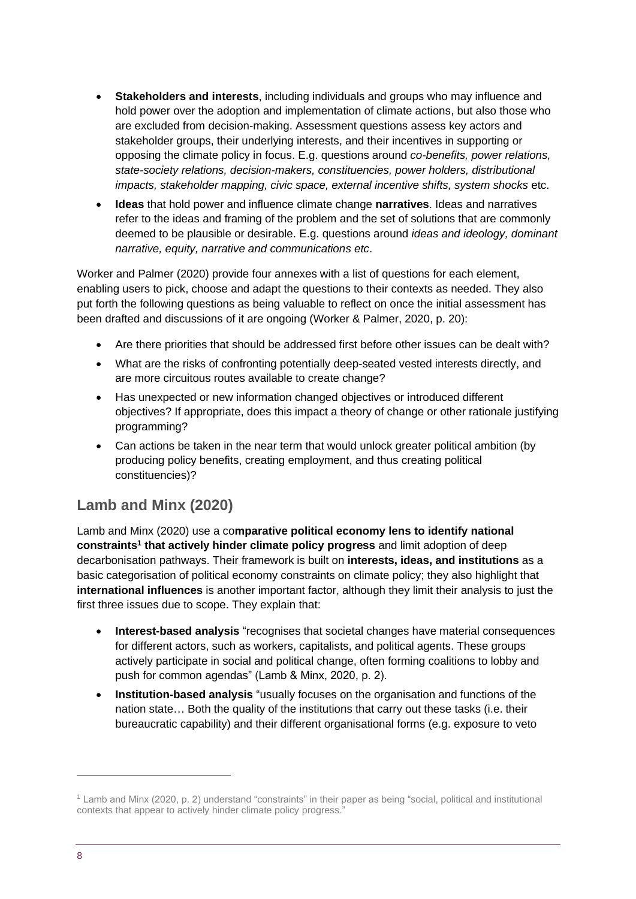- **Stakeholders and interests**, including individuals and groups who may influence and hold power over the adoption and implementation of climate actions, but also those who are excluded from decision-making. Assessment questions assess key actors and stakeholder groups, their underlying interests, and their incentives in supporting or opposing the climate policy in focus. E.g. questions around *co-benefits, power relations, state-society relations, decision-makers, constituencies, power holders, distributional impacts, stakeholder mapping, civic space, external incentive shifts, system shocks* etc.
- **Ideas** that hold power and influence climate change **narratives**. Ideas and narratives refer to the ideas and framing of the problem and the set of solutions that are commonly deemed to be plausible or desirable. E.g. questions around *ideas and ideology, dominant narrative, equity, narrative and communications etc*.

Worker and Palmer (2020) provide four annexes with a list of questions for each element, enabling users to pick, choose and adapt the questions to their contexts as needed. They also put forth the following questions as being valuable to reflect on once the initial assessment has been drafted and discussions of it are ongoing (Worker & Palmer, 2020, p. 20):

- Are there priorities that should be addressed first before other issues can be dealt with?
- What are the risks of confronting potentially deep-seated vested interests directly, and are more circuitous routes available to create change?
- Has unexpected or new information changed objectives or introduced different objectives? If appropriate, does this impact a theory of change or other rationale justifying programming?
- Can actions be taken in the near term that would unlock greater political ambition (by producing policy benefits, creating employment, and thus creating political constituencies)?

## Lamb and Minx (2020)

Lamb and Minx (2020) use a co**mparative political economy lens to identify national constraints[1] that actively hinder climate policy progress** and limit adoption of deep decarbonisation pathways. Their framework is built on **interests, ideas, and institutions** as a basic categorisation of political economy constraints on climate policy; they also highlight that **international influences** is another important factor, although they limit their analysis to just the first three issues due to scope. They explain that:

- **Interest-based analysis** "recognises that societal changes have material consequences for different actors, such as workers, capitalists, and political agents. These groups actively participate in social and political change, often forming coalitions to lobby and push for common agendas" (Lamb & Minx, 2020, p. 2).
- **Institution-based analysis** "usually focuses on the organisation and functions of the nation state… Both the quality of the institutions that carry out these tasks (i.e. their bureaucratic capability) and their different organisational forms (e.g. exposure to veto

[1] Lamb and Minx (2020, p. 2) understand "constraints" in their paper as being "social, political and institutional contexts that appear to actively hinder climate policy progress."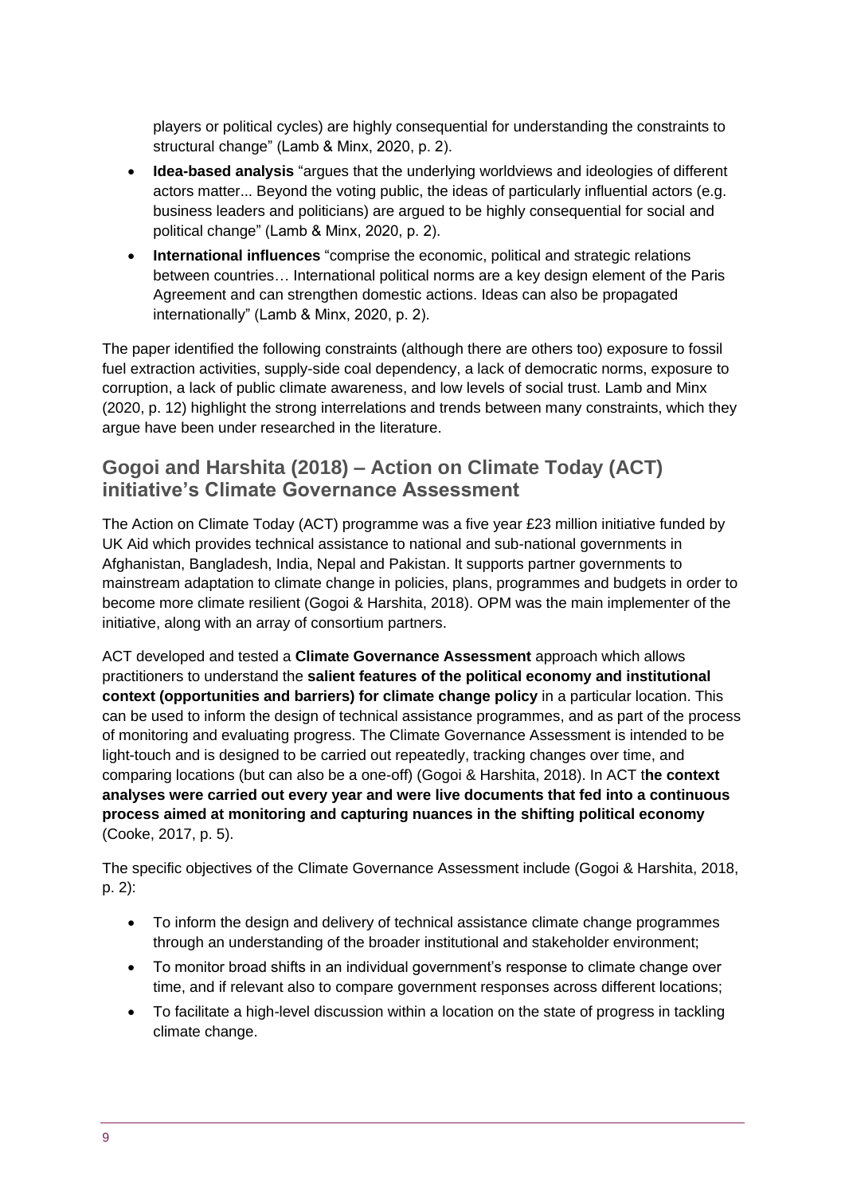players or political cycles) are highly consequential for understanding the constraints to structural change" (Lamb & Minx, 2020, p. 2).

- **Idea-based analysis** "argues that the underlying worldviews and ideologies of different actors matter... Beyond the voting public, the ideas of particularly influential actors (e.g. business leaders and politicians) are argued to be highly consequential for social and political change" (Lamb & Minx, 2020, p. 2).
- **International influences** "comprise the economic, political and strategic relations between countries… International political norms are a key design element of the Paris Agreement and can strengthen domestic actions. Ideas can also be propagated internationally" (Lamb & Minx, 2020, p. 2).

The paper identified the following constraints (although there are others too) exposure to fossil fuel extraction activities, supply-side coal dependency, a lack of democratic norms, exposure to corruption, a lack of public climate awareness, and low levels of social trust. Lamb and Minx (2020, p. 12) highlight the strong interrelations and trends between many constraints, which they argue have been under researched in the literature.

## Gogoi and Harshita (2018) – Action on Climate Today (ACT) initiative's Climate Governance Assessment

The Action on Climate Today (ACT) programme was a five year £23 million initiative funded by UK Aid which provides technical assistance to national and sub-national governments in Afghanistan, Bangladesh, India, Nepal and Pakistan. It supports partner governments to mainstream adaptation to climate change in policies, plans, programmes and budgets in order to become more climate resilient (Gogoi & Harshita, 2018). OPM was the main implementer of the initiative, along with an array of consortium partners.

ACT developed and tested a **Climate Governance Assessment** approach which allows practitioners to understand the **salient features of the political economy and institutional context (opportunities and barriers) for climate change policy** in a particular location. This can be used to inform the design of technical assistance programmes, and as part of the process of monitoring and evaluating progress. The Climate Governance Assessment is intended to be light-touch and is designed to be carried out repeatedly, tracking changes over time, and comparing locations (but can also be a one-off) (Gogoi & Harshita, 2018). In ACT t**he context analyses were carried out every year and were live documents that fed into a continuous process aimed at monitoring and capturing nuances in the shifting political economy** (Cooke, 2017, p. 5).

The specific objectives of the Climate Governance Assessment include (Gogoi & Harshita, 2018, p. 2):

- To inform the design and delivery of technical assistance climate change programmes through an understanding of the broader institutional and stakeholder environment;
- To monitor broad shifts in an individual government's response to climate change over time, and if relevant also to compare government responses across different locations;
- To facilitate a high-level discussion within a location on the state of progress in tackling climate change.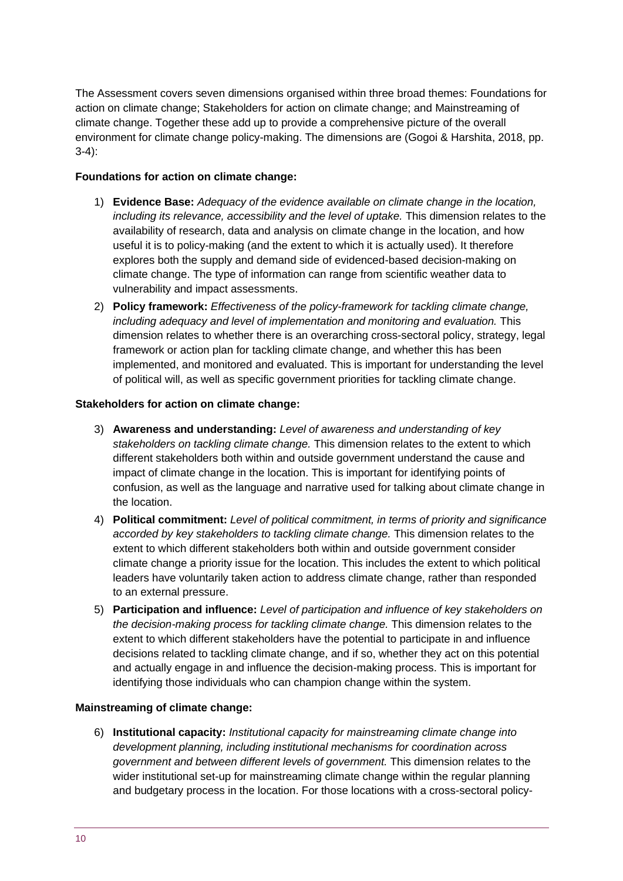The Assessment covers seven dimensions organised within three broad themes: Foundations for action on climate change; Stakeholders for action on climate change; and Mainstreaming of climate change. Together these add up to provide a comprehensive picture of the overall environment for climate change policy-making. The dimensions are (Gogoi & Harshita, 2018, pp. 3-4):

**Foundations for action on climate change:**

1) **Evidence Base:** *Adequacy of the evidence available on climate change in the location, including its relevance, accessibility and the level of uptake.* This dimension relates to the availability of research, data and analysis on climate change in the location, and how useful it is to policy-making (and the extent to which it is actually used). It therefore explores both the supply and demand side of evidenced-based decision-making on climate change. The type of information can range from scientific weather data to vulnerability and impact assessments.
2) **Policy framework:** *Effectiveness of the policy-framework for tackling climate change, including adequacy and level of implementation and monitoring and evaluation.* This dimension relates to whether there is an overarching cross-sectoral policy, strategy, legal framework or action plan for tackling climate change, and whether this has been implemented, and monitored and evaluated. This is important for understanding the level of political will, as well as specific government priorities for tackling climate change.

**Stakeholders for action on climate change:**

3) **Awareness and understanding:** *Level of awareness and understanding of key stakeholders on tackling climate change.* This dimension relates to the extent to which different stakeholders both within and outside government understand the cause and impact of climate change in the location. This is important for identifying points of confusion, as well as the language and narrative used for talking about climate change in the location.
4) **Political commitment:** *Level of political commitment, in terms of priority and significance accorded by key stakeholders to tackling climate change.* This dimension relates to the extent to which different stakeholders both within and outside government consider climate change a priority issue for the location. This includes the extent to which political leaders have voluntarily taken action to address climate change, rather than responded to an external pressure.
5) **Participation and influence:** *Level of participation and influence of key stakeholders on the decision-making process for tackling climate change.* This dimension relates to the extent to which different stakeholders have the potential to participate in and influence decisions related to tackling climate change, and if so, whether they act on this potential and actually engage in and influence the decision-making process. This is important for identifying those individuals who can champion change within the system.

**Mainstreaming of climate change:**

6) **Institutional capacity:** *Institutional capacity for mainstreaming climate change into development planning, including institutional mechanisms for coordination across government and between different levels of government.* This dimension relates to the wider institutional set-up for mainstreaming climate change within the regular planning and budgetary process in the location. For those locations with a cross-sectoral policy-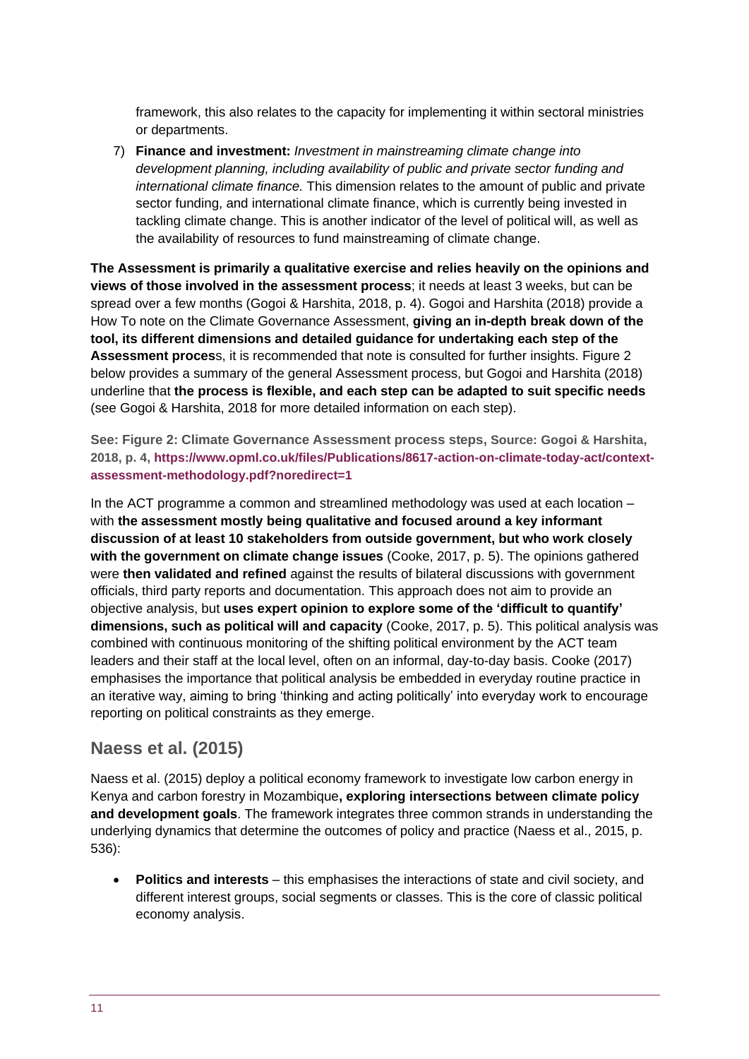framework, this also relates to the capacity for implementing it within sectoral ministries or departments.

7) **Finance and investment:** *Investment in mainstreaming climate change into development planning, including availability of public and private sector funding and international climate finance.* This dimension relates to the amount of public and private sector funding, and international climate finance, which is currently being invested in tackling climate change. This is another indicator of the level of political will, as well as the availability of resources to fund mainstreaming of climate change.

**The Assessment is primarily a qualitative exercise and relies heavily on the opinions and views of those involved in the assessment process**; it needs at least 3 weeks, but can be spread over a few months (Gogoi & Harshita, 2018, p. 4). Gogoi and Harshita (2018) provide a How To note on the Climate Governance Assessment, **giving an in-depth break down of the tool, its different dimensions and detailed guidance for undertaking each step of the Assessment proces**s, it is recommended that note is consulted for further insights. Figure 2 below provides a summary of the general Assessment process, but Gogoi and Harshita (2018) underline that **the process is flexible, and each step can be adapted to suit specific needs** (see Gogoi & Harshita, 2018 for more detailed information on each step).

**See: Figure 2: Climate Governance Assessment process steps, Source: Gogoi & Harshita, 2018, p. 4, https://www.opml.co.uk/files/Publications/8617-action-on-climate-today-act/context-assessment-methodology.pdf?noredirect=1**

In the ACT programme a common and streamlined methodology was used at each location – with **the assessment mostly being qualitative and focused around a key informant discussion of at least 10 stakeholders from outside government, but who work closely with the government on climate change issues** (Cooke, 2017, p. 5). The opinions gathered were **then validated and refined** against the results of bilateral discussions with government officials, third party reports and documentation. This approach does not aim to provide an objective analysis, but **uses expert opinion to explore some of the 'difficult to quantify' dimensions, such as political will and capacity** (Cooke, 2017, p. 5). This political analysis was combined with continuous monitoring of the shifting political environment by the ACT team leaders and their staff at the local level, often on an informal, day-to-day basis. Cooke (2017) emphasises the importance that political analysis be embedded in everyday routine practice in an iterative way, aiming to bring 'thinking and acting politically' into everyday work to encourage reporting on political constraints as they emerge.

## Naess et al. (2015)

Naess et al. (2015) deploy a political economy framework to investigate low carbon energy in Kenya and carbon forestry in Mozambique**, exploring intersections between climate policy and development goals**. The framework integrates three common strands in understanding the underlying dynamics that determine the outcomes of policy and practice (Naess et al., 2015, p. 536):

- **Politics and interests** – this emphasises the interactions of state and civil society, and different interest groups, social segments or classes. This is the core of classic political economy analysis.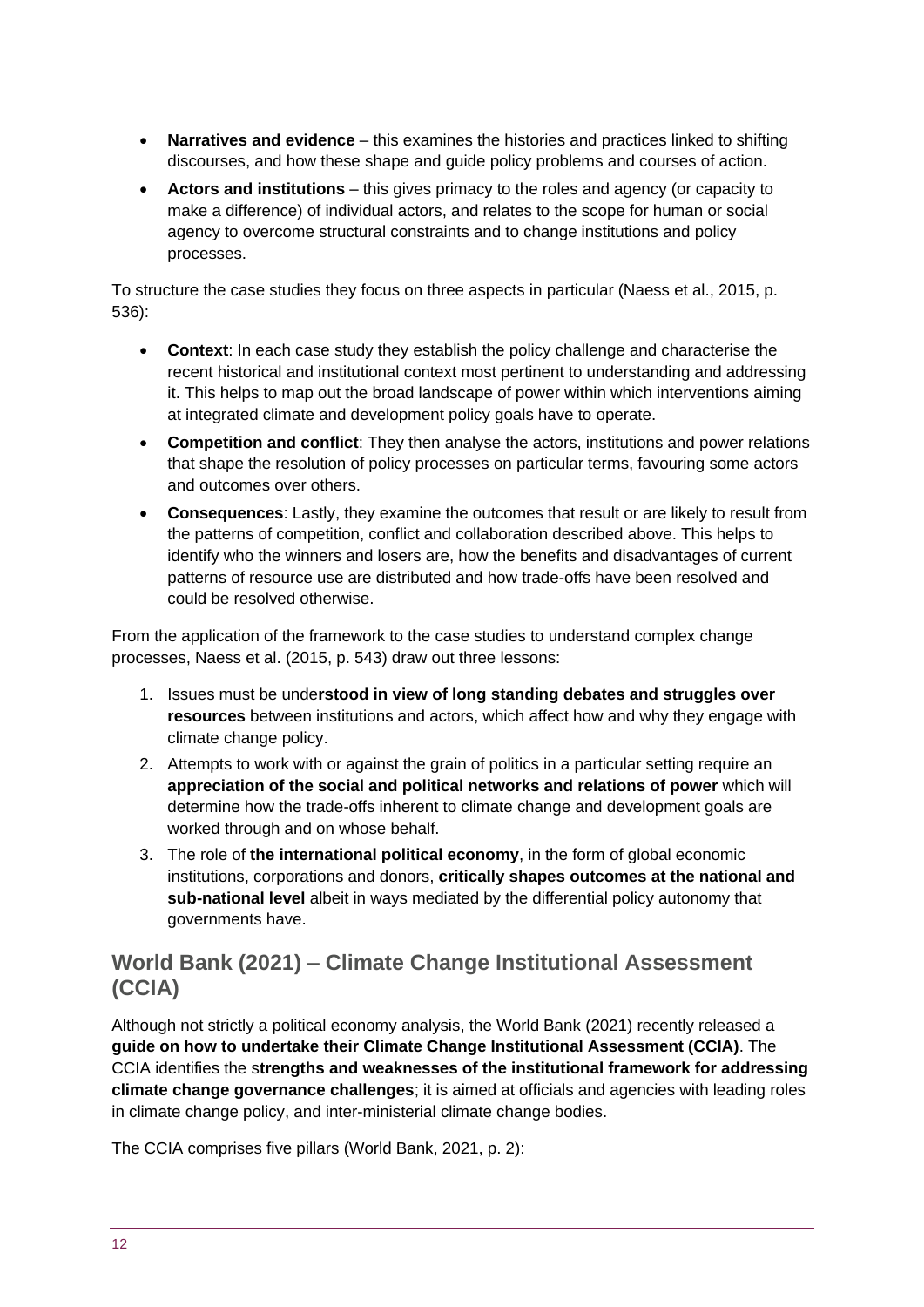- **Narratives and evidence** – this examines the histories and practices linked to shifting discourses, and how these shape and guide policy problems and courses of action.
- **Actors and institutions** – this gives primacy to the roles and agency (or capacity to make a difference) of individual actors, and relates to the scope for human or social agency to overcome structural constraints and to change institutions and policy processes.

To structure the case studies they focus on three aspects in particular (Naess et al., 2015, p. 536):

- **Context**: In each case study they establish the policy challenge and characterise the recent historical and institutional context most pertinent to understanding and addressing it. This helps to map out the broad landscape of power within which interventions aiming at integrated climate and development policy goals have to operate.
- **Competition and conflict**: They then analyse the actors, institutions and power relations that shape the resolution of policy processes on particular terms, favouring some actors and outcomes over others.
- **Consequences**: Lastly, they examine the outcomes that result or are likely to result from the patterns of competition, conflict and collaboration described above. This helps to identify who the winners and losers are, how the benefits and disadvantages of current patterns of resource use are distributed and how trade-offs have been resolved and could be resolved otherwise.

From the application of the framework to the case studies to understand complex change processes, Naess et al. (2015, p. 543) draw out three lessons:

1. Issues must be unde**rstood in view of long standing debates and struggles over resources** between institutions and actors, which affect how and why they engage with climate change policy.
2. Attempts to work with or against the grain of politics in a particular setting require an **appreciation of the social and political networks and relations of power** which will determine how the trade-offs inherent to climate change and development goals are worked through and on whose behalf.
3. The role of **the international political economy**, in the form of global economic institutions, corporations and donors, **critically shapes outcomes at the national and sub-national level** albeit in ways mediated by the differential policy autonomy that governments have.

## World Bank (2021) – Climate Change Institutional Assessment (CCIA)

Although not strictly a political economy analysis, the World Bank (2021) recently released a **guide on how to undertake their Climate Change Institutional Assessment (CCIA)**. The CCIA identifies the s**trengths and weaknesses of the institutional framework for addressing climate change governance challenges**; it is aimed at officials and agencies with leading roles in climate change policy, and inter-ministerial climate change bodies.

The CCIA comprises five pillars (World Bank, 2021, p. 2):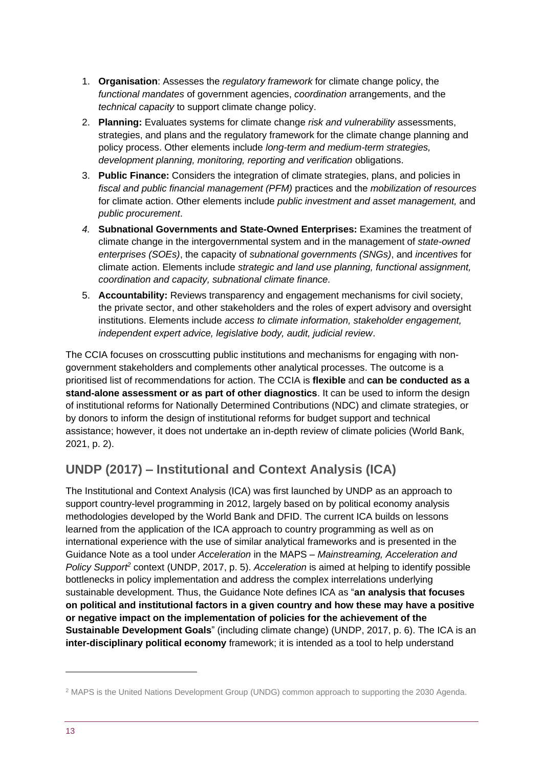1. **Organisation**: Assesses the *regulatory framework* for climate change policy, the *functional mandates* of government agencies, *coordination* arrangements, and the *technical capacity* to support climate change policy.
2. **Planning:** Evaluates systems for climate change *risk and vulnerability* assessments, strategies, and plans and the regulatory framework for the climate change planning and policy process. Other elements include *long-term and medium-term strategies, development planning, monitoring, reporting and verification* obligations.
3. **Public Finance:** Considers the integration of climate strategies, plans, and policies in *fiscal and public financial management (PFM)* practices and the *mobilization of resources* for climate action. Other elements include *public investment and asset management,* and *public procurement*.
4. **Subnational Governments and State-Owned Enterprises:** Examines the treatment of climate change in the intergovernmental system and in the management of *state-owned enterprises (SOEs)*, the capacity of *subnational governments (SNGs)*, and *incentives* for climate action. Elements include *strategic and land use planning, functional assignment, coordination and capacity, subnational climate finance.*
5. **Accountability:** Reviews transparency and engagement mechanisms for civil society, the private sector, and other stakeholders and the roles of expert advisory and oversight institutions. Elements include *access to climate information, stakeholder engagement, independent expert advice, legislative body, audit, judicial review*.

The CCIA focuses on crosscutting public institutions and mechanisms for engaging with non-government stakeholders and complements other analytical processes. The outcome is a prioritised list of recommendations for action. The CCIA is **flexible** and **can be conducted as a stand-alone assessment or as part of other diagnostics**. It can be used to inform the design of institutional reforms for Nationally Determined Contributions (NDC) and climate strategies, or by donors to inform the design of institutional reforms for budget support and technical assistance; however, it does not undertake an in-depth review of climate policies (World Bank, 2021, p. 2).

## UNDP (2017) – Institutional and Context Analysis (ICA)

The Institutional and Context Analysis (ICA) was first launched by UNDP as an approach to support country-level programming in 2012, largely based on by political economy analysis methodologies developed by the World Bank and DFID. The current ICA builds on lessons learned from the application of the ICA approach to country programming as well as on international experience with the use of similar analytical frameworks and is presented in the Guidance Note as a tool under *Acceleration* in the MAPS – *Mainstreaming, Acceleration and Policy Support*[2] context (UNDP, 2017, p. 5). *Acceleration* is aimed at helping to identify possible bottlenecks in policy implementation and address the complex interrelations underlying sustainable development. Thus, the Guidance Note defines ICA as "**an analysis that focuses on political and institutional factors in a given country and how these may have a positive or negative impact on the implementation of policies for the achievement of the Sustainable Development Goals**" (including climate change) (UNDP, 2017, p. 6). The ICA is an **inter-disciplinary political economy** framework; it is intended as a tool to help understand

[2] MAPS is the United Nations Development Group (UNDG) common approach to supporting the 2030 Agenda.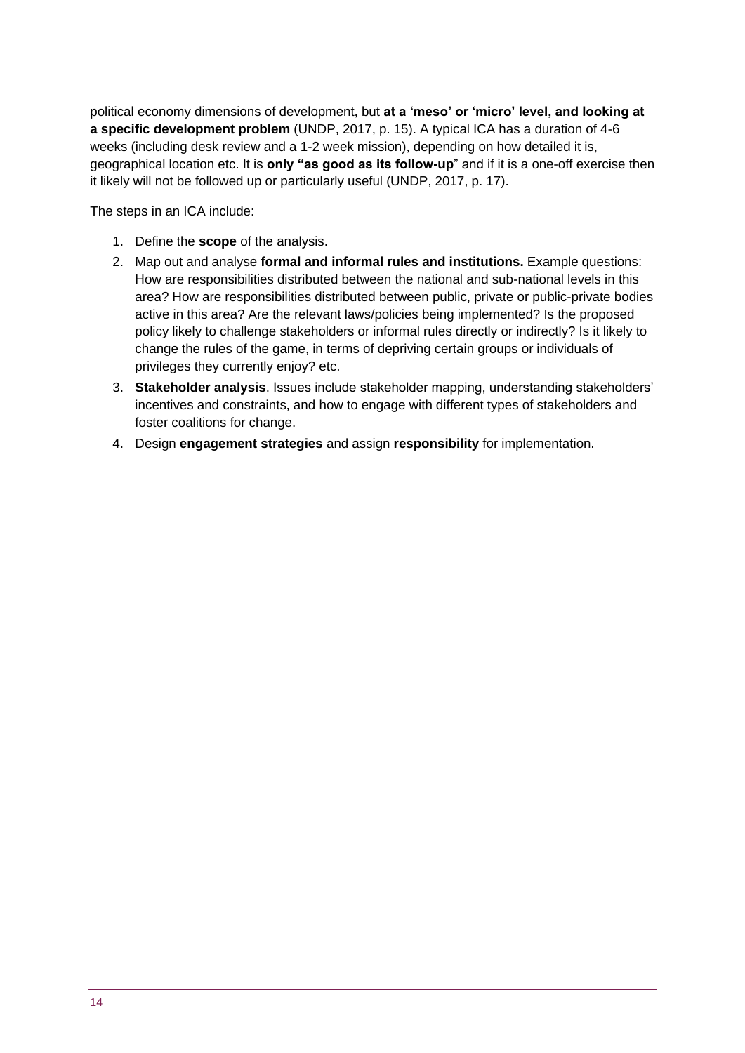political economy dimensions of development, but **at a 'meso' or 'micro' level, and looking at a specific development problem** (UNDP, 2017, p. 15). A typical ICA has a duration of 4-6 weeks (including desk review and a 1-2 week mission), depending on how detailed it is, geographical location etc. It is **only "as good as its follow-up**" and if it is a one-off exercise then it likely will not be followed up or particularly useful (UNDP, 2017, p. 17).

The steps in an ICA include:

1. Define the **scope** of the analysis.
2. Map out and analyse **formal and informal rules and institutions.** Example questions: How are responsibilities distributed between the national and sub-national levels in this area? How are responsibilities distributed between public, private or public-private bodies active in this area? Are the relevant laws/policies being implemented? Is the proposed policy likely to challenge stakeholders or informal rules directly or indirectly? Is it likely to change the rules of the game, in terms of depriving certain groups or individuals of privileges they currently enjoy? etc.
3. **Stakeholder analysis**. Issues include stakeholder mapping, understanding stakeholders' incentives and constraints, and how to engage with different types of stakeholders and foster coalitions for change.
4. Design **engagement strategies** and assign **responsibility** for implementation.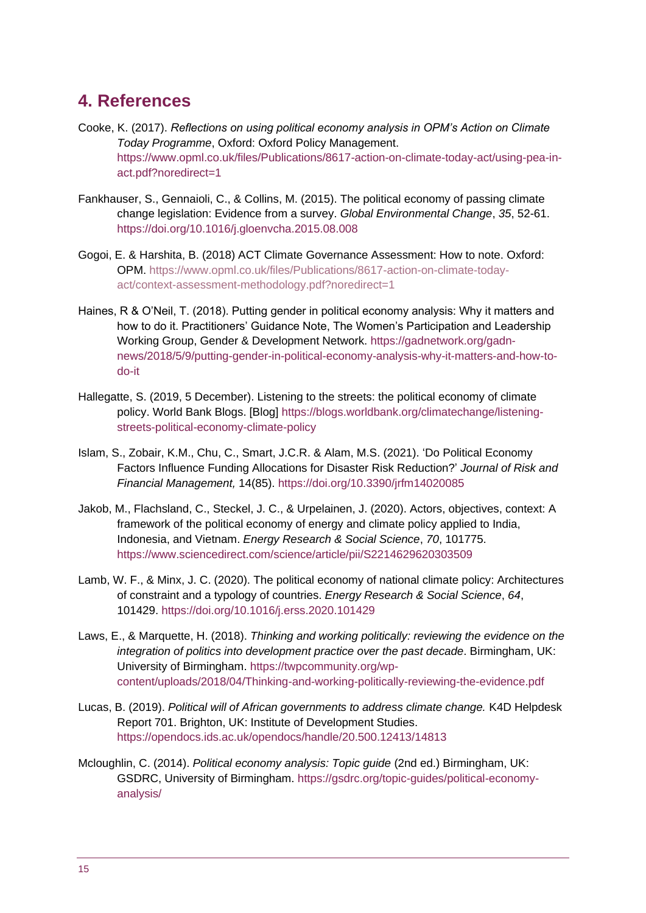## 4. References

Cooke, K. (2017). *Reflections on using political economy analysis in OPM's Action on Climate Today Programme*, Oxford: Oxford Policy Management. https://www.opml.co.uk/files/Publications/8617-action-on-climate-today-act/using-pea-in-act.pdf?noredirect=1

Fankhauser, S., Gennaioli, C., & Collins, M. (2015). The political economy of passing climate change legislation: Evidence from a survey. *Global Environmental Change*, *35*, 52-61. https://doi.org/10.1016/j.gloenvcha.2015.08.008

Gogoi, E. & Harshita, B. (2018) ACT Climate Governance Assessment: How to note. Oxford: OPM. https://www.opml.co.uk/files/Publications/8617-action-on-climate-today-act/context-assessment-methodology.pdf?noredirect=1

Haines, R & O'Neil, T. (2018). Putting gender in political economy analysis: Why it matters and how to do it. Practitioners' Guidance Note, The Women's Participation and Leadership Working Group, Gender & Development Network. https://gadnetwork.org/gadn-news/2018/5/9/putting-gender-in-political-economy-analysis-why-it-matters-and-how-to-do-it

Hallegatte, S. (2019, 5 December). Listening to the streets: the political economy of climate policy. World Bank Blogs. [Blog] https://blogs.worldbank.org/climatechange/listening-streets-political-economy-climate-policy

Islam, S., Zobair, K.M., Chu, C., Smart, J.C.R. & Alam, M.S. (2021). 'Do Political Economy Factors Influence Funding Allocations for Disaster Risk Reduction?' *Journal of Risk and Financial Management,* 14(85). https://doi.org/10.3390/jrfm14020085

Jakob, M., Flachsland, C., Steckel, J. C., & Urpelainen, J. (2020). Actors, objectives, context: A framework of the political economy of energy and climate policy applied to India, Indonesia, and Vietnam. *Energy Research & Social Science*, *70*, 101775. https://www.sciencedirect.com/science/article/pii/S2214629620303509

Lamb, W. F., & Minx, J. C. (2020). The political economy of national climate policy: Architectures of constraint and a typology of countries. *Energy Research & Social Science*, *64*, 101429. https://doi.org/10.1016/j.erss.2020.101429

Laws, E., & Marquette, H. (2018). *Thinking and working politically: reviewing the evidence on the integration of politics into development practice over the past decade*. Birmingham, UK: University of Birmingham. https://twpcommunity.org/wp-content/uploads/2018/04/Thinking-and-working-politically-reviewing-the-evidence.pdf

Lucas, B. (2019). *Political will of African governments to address climate change.* K4D Helpdesk Report 701. Brighton, UK: Institute of Development Studies. https://opendocs.ids.ac.uk/opendocs/handle/20.500.12413/14813

Mcloughlin, C. (2014). *Political economy analysis: Topic guide* (2nd ed.) Birmingham, UK: GSDRC, University of Birmingham. https://gsdrc.org/topic-guides/political-economy-analysis/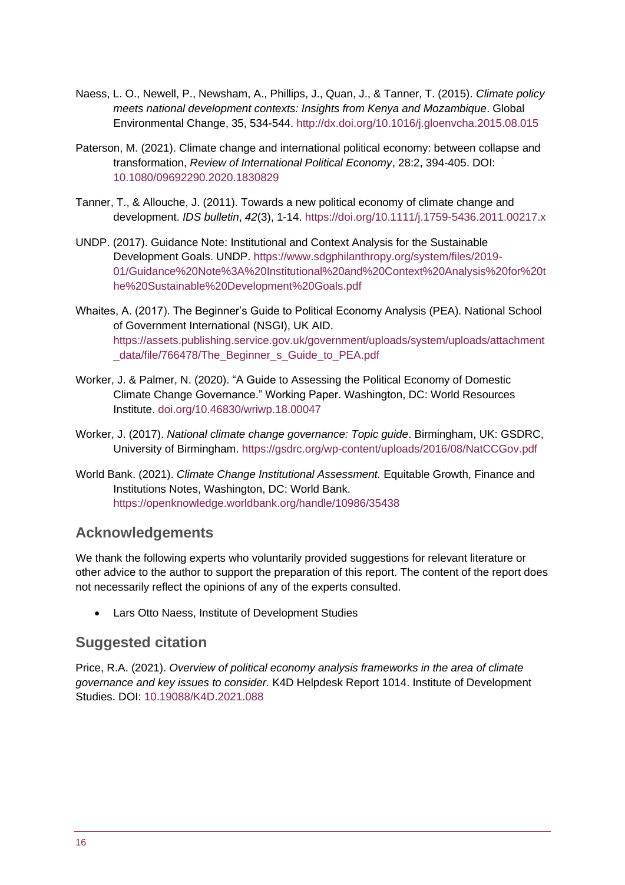Naess, L. O., Newell, P., Newsham, A., Phillips, J., Quan, J., & Tanner, T. (2015). *Climate policy meets national development contexts: Insights from Kenya and Mozambique*. Global Environmental Change, 35, 534-544. http://dx.doi.org/10.1016/j.gloenvcha.2015.08.015

Paterson, M. (2021). Climate change and international political economy: between collapse and transformation, *Review of International Political Economy*, 28:2, 394-405. DOI: 10.1080/09692290.2020.1830829

Tanner, T., & Allouche, J. (2011). Towards a new political economy of climate change and development. *IDS bulletin*, *42*(3), 1-14. https://doi.org/10.1111/j.1759-5436.2011.00217.x

UNDP. (2017). Guidance Note: Institutional and Context Analysis for the Sustainable Development Goals. UNDP. https://www.sdgphilanthropy.org/system/files/2019-01/Guidance%20Note%3A%20Institutional%20and%20Context%20Analysis%20for%20the%20Sustainable%20Development%20Goals.pdf

Whaites, A. (2017). The Beginner's Guide to Political Economy Analysis (PEA). National School of Government International (NSGI), UK AID. https://assets.publishing.service.gov.uk/government/uploads/system/uploads/attachment_data/file/766478/The_Beginner_s_Guide_to_PEA.pdf

Worker, J. & Palmer, N. (2020). "A Guide to Assessing the Political Economy of Domestic Climate Change Governance." Working Paper. Washington, DC: World Resources Institute. doi.org/10.46830/wriwp.18.00047

Worker, J. (2017). *National climate change governance: Topic guide*. Birmingham, UK: GSDRC, University of Birmingham. https://gsdrc.org/wp-content/uploads/2016/08/NatCCGov.pdf

World Bank. (2021). *Climate Change Institutional Assessment.* Equitable Growth, Finance and Institutions Notes, Washington, DC: World Bank. https://openknowledge.worldbank.org/handle/10986/35438

## Acknowledgements

We thank the following experts who voluntarily provided suggestions for relevant literature or other advice to the author to support the preparation of this report. The content of the report does not necessarily reflect the opinions of any of the experts consulted.

- Lars Otto Naess, Institute of Development Studies

## Suggested citation

Price, R.A. (2021). *Overview of political economy analysis frameworks in the area of climate governance and key issues to consider.* K4D Helpdesk Report 1014. Institute of Development Studies. DOI: 10.19088/K4D.2021.088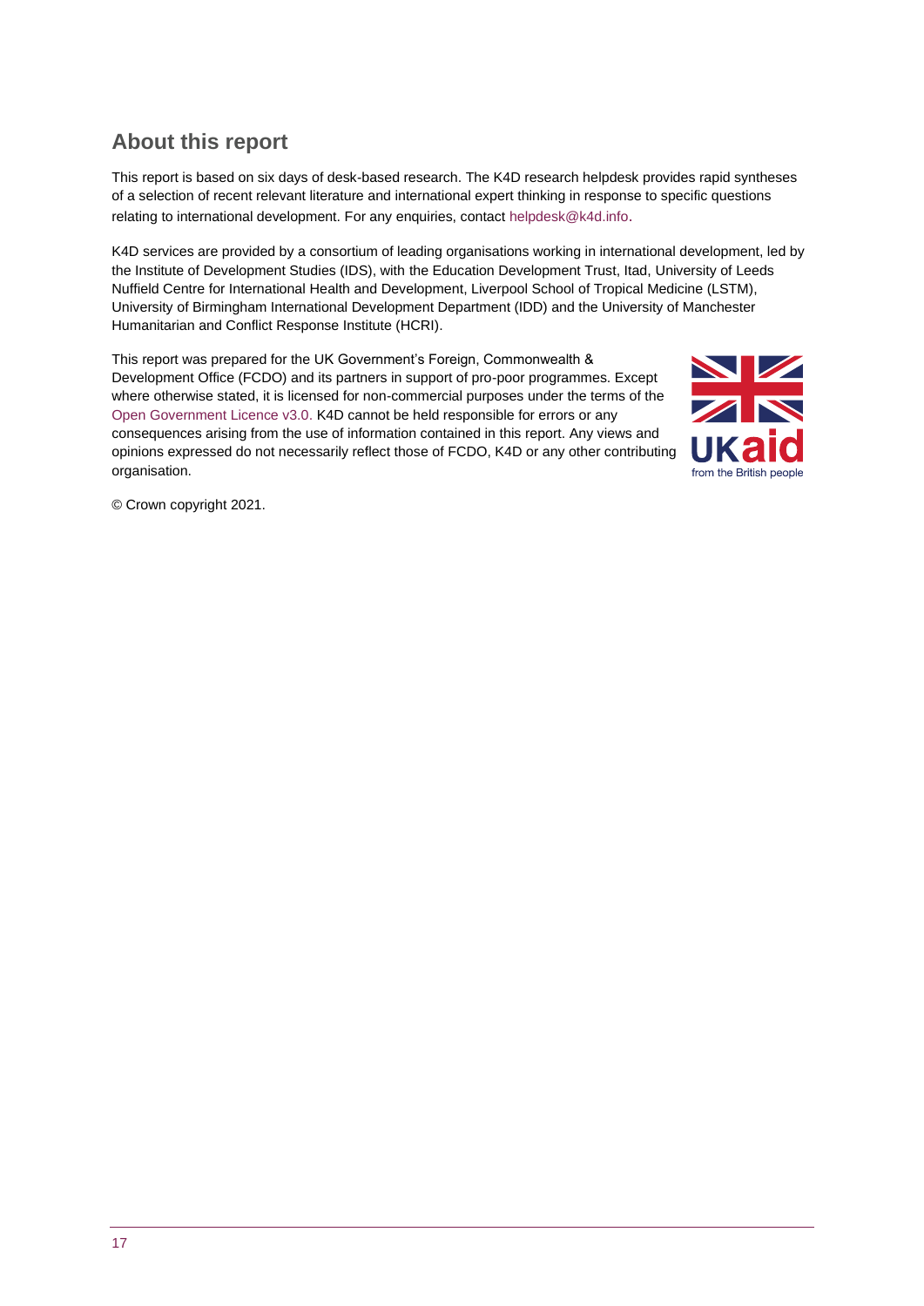## About this report

This report is based on six days of desk-based research. The K4D research helpdesk provides rapid syntheses of a selection of recent relevant literature and international expert thinking in response to specific questions relating to international development. For any enquiries, contact helpdesk@k4d.info.

K4D services are provided by a consortium of leading organisations working in international development, led by the Institute of Development Studies (IDS), with the Education Development Trust, Itad, University of Leeds Nuffield Centre for International Health and Development, Liverpool School of Tropical Medicine (LSTM), University of Birmingham International Development Department (IDD) and the University of Manchester Humanitarian and Conflict Response Institute (HCRI).

This report was prepared for the UK Government's Foreign, Commonwealth & Development Office (FCDO) and its partners in support of pro-poor programmes. Except where otherwise stated, it is licensed for non-commercial purposes under the terms of the Open Government Licence v3.0. K4D cannot be held responsible for errors or any consequences arising from the use of information contained in this report. Any views and opinions expressed do not necessarily reflect those of FCDO, K4D or any other contributing organisation.

UKaid
from the British people

© Crown copyright 2021.